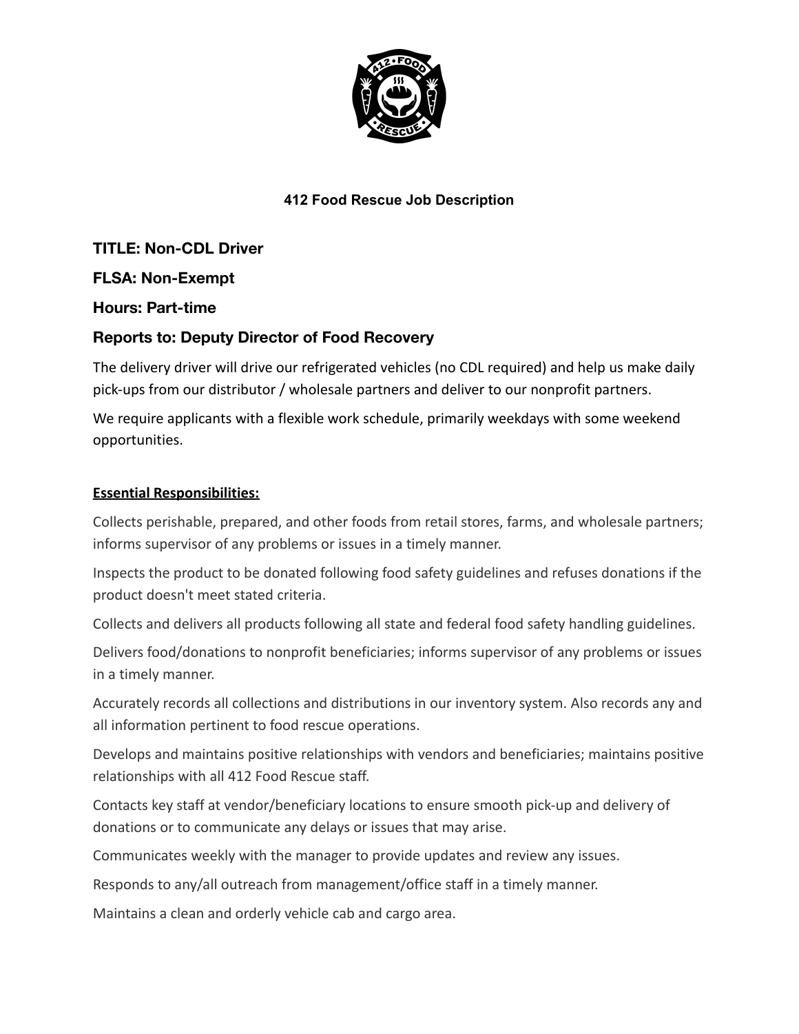**412 Food Rescue Job Description**

## TITLE: Non-CDL Driver

## FLSA: Non-Exempt

## Hours: Part-time

## Reports to: Deputy Director of Food Recovery

The delivery driver will drive our refrigerated vehicles (no CDL required) and help us make daily pick-ups from our distributor / wholesale partners and deliver to our nonprofit partners.

We require applicants with a flexible work schedule, primarily weekdays with some weekend opportunities.

**Essential Responsibilities:**

Collects perishable, prepared, and other foods from retail stores, farms, and wholesale partners; informs supervisor of any problems or issues in a timely manner.

Inspects the product to be donated following food safety guidelines and refuses donations if the product doesn't meet stated criteria.

Collects and delivers all products following all state and federal food safety handling guidelines.

Delivers food/donations to nonprofit beneficiaries; informs supervisor of any problems or issues in a timely manner.

Accurately records all collections and distributions in our inventory system. Also records any and all information pertinent to food rescue operations.

Develops and maintains positive relationships with vendors and beneficiaries; maintains positive relationships with all 412 Food Rescue staff.

Contacts key staff at vendor/beneficiary locations to ensure smooth pick-up and delivery of donations or to communicate any delays or issues that may arise.

Communicates weekly with the manager to provide updates and review any issues.

Responds to any/all outreach from management/office staff in a timely manner.

Maintains a clean and orderly vehicle cab and cargo area.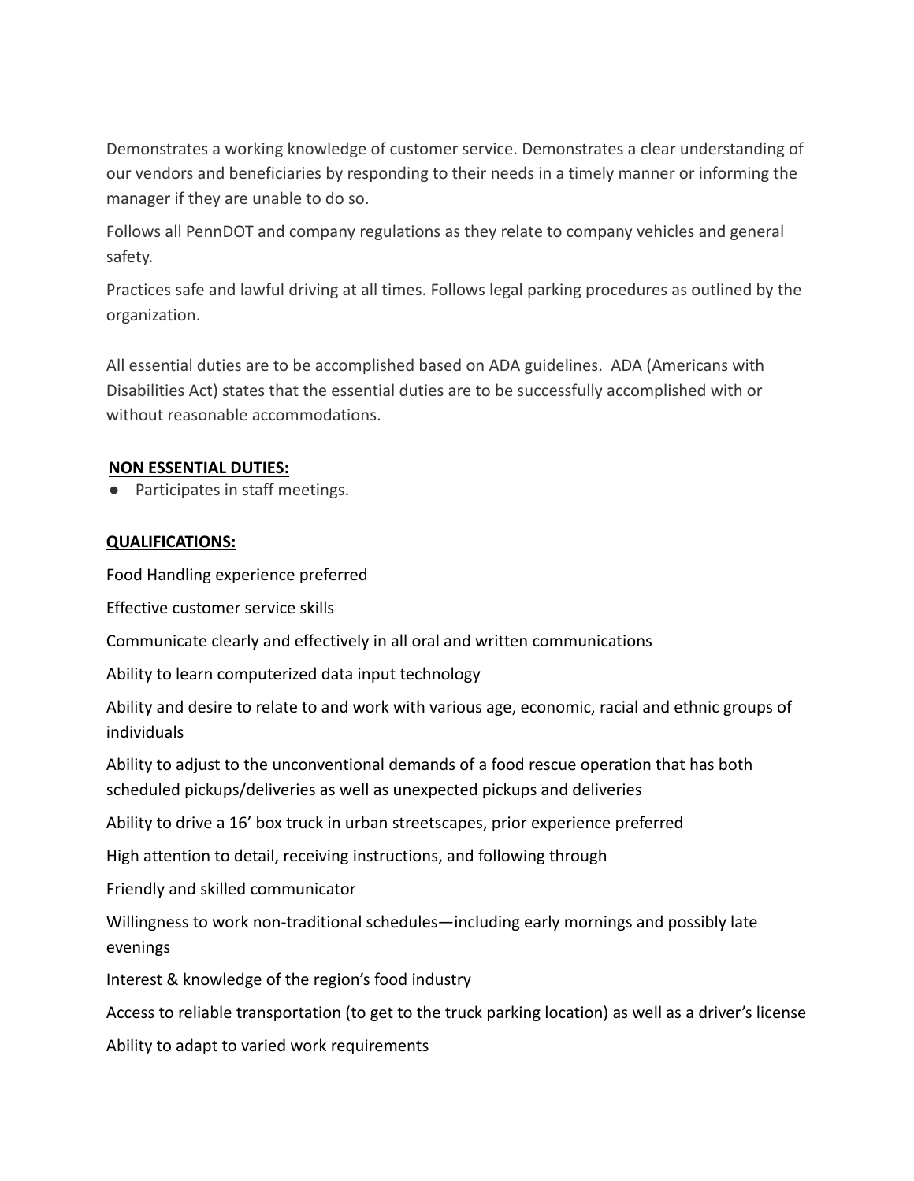Demonstrates a working knowledge of customer service. Demonstrates a clear understanding of our vendors and beneficiaries by responding to their needs in a timely manner or informing the manager if they are unable to do so.

Follows all PennDOT and company regulations as they relate to company vehicles and general safety.

Practices safe and lawful driving at all times. Follows legal parking procedures as outlined by the organization.

All essential duties are to be accomplished based on ADA guidelines. ADA (Americans with Disabilities Act) states that the essential duties are to be successfully accomplished with or without reasonable accommodations.

**NON ESSENTIAL DUTIES:**

- Participates in staff meetings.

**QUALIFICATIONS:**

Food Handling experience preferred

Effective customer service skills

Communicate clearly and effectively in all oral and written communications

Ability to learn computerized data input technology

Ability and desire to relate to and work with various age, economic, racial and ethnic groups of individuals

Ability to adjust to the unconventional demands of a food rescue operation that has both scheduled pickups/deliveries as well as unexpected pickups and deliveries

Ability to drive a 16' box truck in urban streetscapes, prior experience preferred

High attention to detail, receiving instructions, and following through

Friendly and skilled communicator

Willingness to work non-traditional schedules—including early mornings and possibly late evenings

Interest & knowledge of the region's food industry

Access to reliable transportation (to get to the truck parking location) as well as a driver's license

Ability to adapt to varied work requirements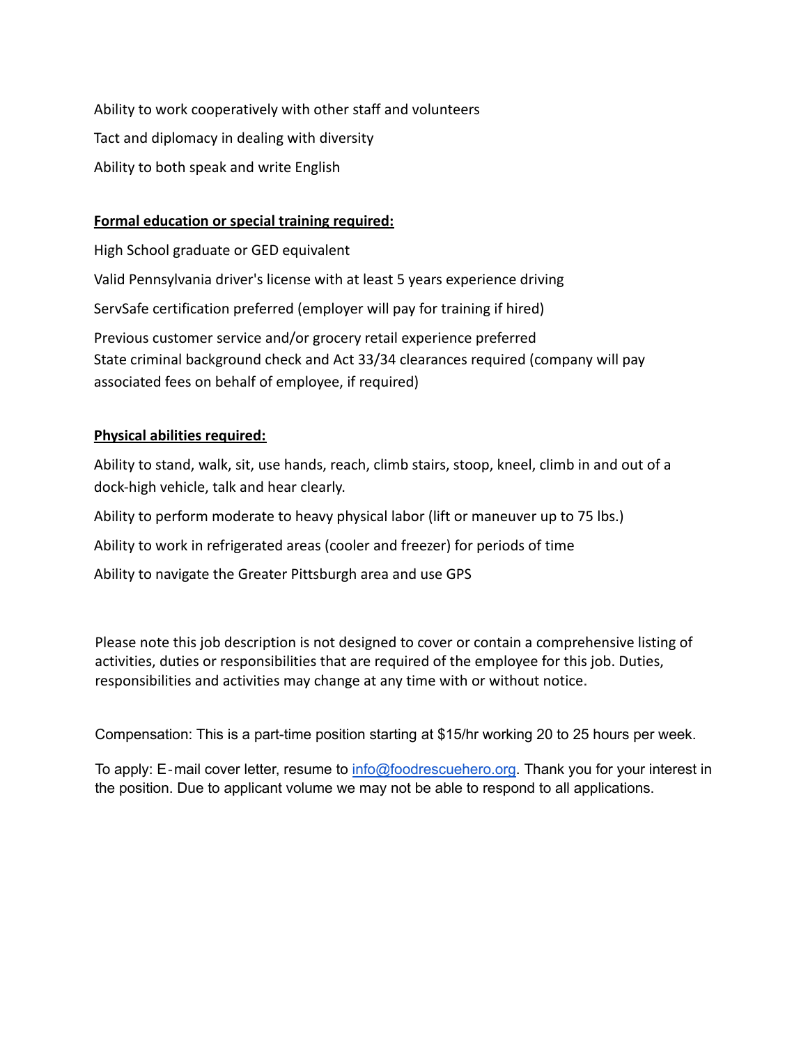Ability to work cooperatively with other staff and volunteers

Tact and diplomacy in dealing with diversity

Ability to both speak and write English

**Formal education or special training required:**

High School graduate or GED equivalent

Valid Pennsylvania driver's license with at least 5 years experience driving

ServSafe certification preferred (employer will pay for training if hired)

Previous customer service and/or grocery retail experience preferred
State criminal background check and Act 33/34 clearances required (company will pay associated fees on behalf of employee, if required)

**Physical abilities required:**

Ability to stand, walk, sit, use hands, reach, climb stairs, stoop, kneel, climb in and out of a dock-high vehicle, talk and hear clearly.

Ability to perform moderate to heavy physical labor (lift or maneuver up to 75 lbs.)

Ability to work in refrigerated areas (cooler and freezer) for periods of time

Ability to navigate the Greater Pittsburgh area and use GPS

Please note this job description is not designed to cover or contain a comprehensive listing of activities, duties or responsibilities that are required of the employee for this job. Duties, responsibilities and activities may change at any time with or without notice.

Compensation: This is a part-time position starting at $15/hr working 20 to 25 hours per week.

To apply: E-mail cover letter, resume to info@foodrescuehero.org. Thank you for your interest in the position. Due to applicant volume we may not be able to respond to all applications.